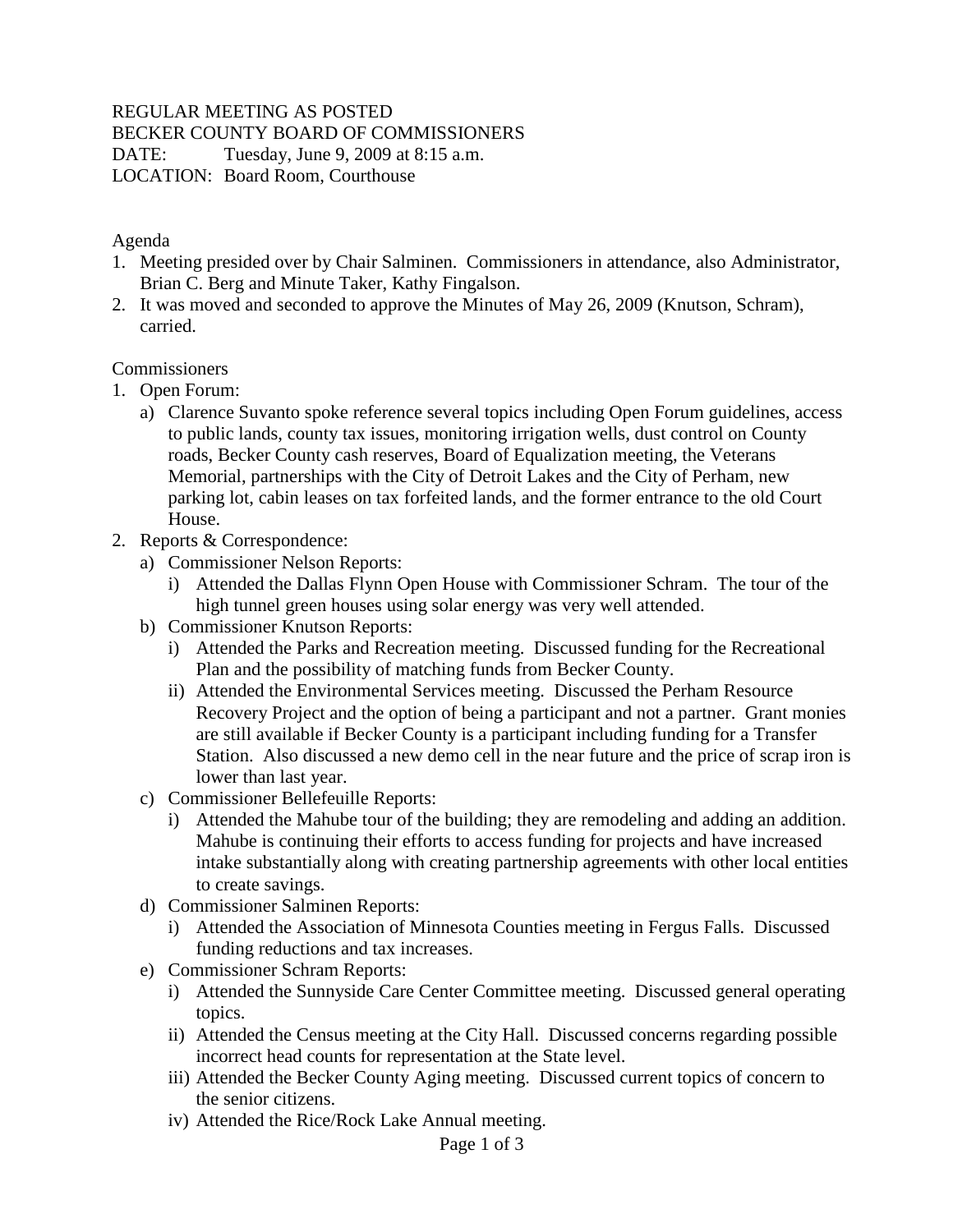REGULAR MEETING AS POSTED
BECKER COUNTY BOARD OF COMMISSIONERS
DATE: Tuesday, June 9, 2009 at 8:15 a.m.
LOCATION: Board Room, Courthouse

Agenda

1. Meeting presided over by Chair Salminen. Commissioners in attendance, also Administrator, Brian C. Berg and Minute Taker, Kathy Fingalson.
2. It was moved and seconded to approve the Minutes of May 26, 2009 (Knutson, Schram), carried.

Commissioners

1. Open Forum:
   a) Clarence Suvanto spoke reference several topics including Open Forum guidelines, access to public lands, county tax issues, monitoring irrigation wells, dust control on County roads, Becker County cash reserves, Board of Equalization meeting, the Veterans Memorial, partnerships with the City of Detroit Lakes and the City of Perham, new parking lot, cabin leases on tax forfeited lands, and the former entrance to the old Court House.
2. Reports & Correspondence:
   a) Commissioner Nelson Reports:
      i) Attended the Dallas Flynn Open House with Commissioner Schram. The tour of the high tunnel green houses using solar energy was very well attended.
   b) Commissioner Knutson Reports:
      i) Attended the Parks and Recreation meeting. Discussed funding for the Recreational Plan and the possibility of matching funds from Becker County.
      ii) Attended the Environmental Services meeting. Discussed the Perham Resource Recovery Project and the option of being a participant and not a partner. Grant monies are still available if Becker County is a participant including funding for a Transfer Station. Also discussed a new demo cell in the near future and the price of scrap iron is lower than last year.
   c) Commissioner Bellefeuille Reports:
      i) Attended the Mahube tour of the building; they are remodeling and adding an addition. Mahube is continuing their efforts to access funding for projects and have increased intake substantially along with creating partnership agreements with other local entities to create savings.
   d) Commissioner Salminen Reports:
      i) Attended the Association of Minnesota Counties meeting in Fergus Falls. Discussed funding reductions and tax increases.
   e) Commissioner Schram Reports:
      i) Attended the Sunnyside Care Center Committee meeting. Discussed general operating topics.
      ii) Attended the Census meeting at the City Hall. Discussed concerns regarding possible incorrect head counts for representation at the State level.
      iii) Attended the Becker County Aging meeting. Discussed current topics of concern to the senior citizens.
      iv) Attended the Rice/Rock Lake Annual meeting.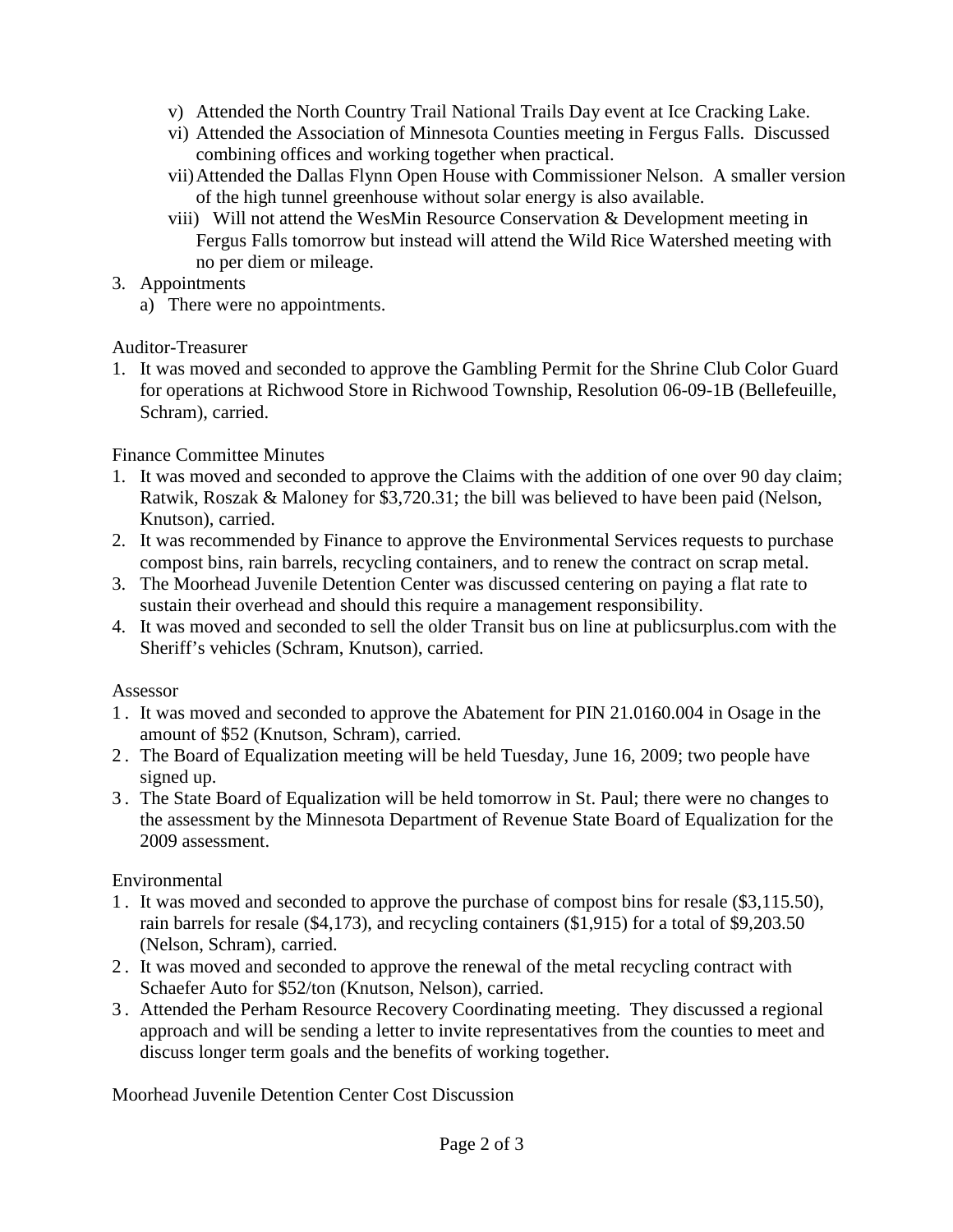v) Attended the North Country Trail National Trails Day event at Ice Cracking Lake.
vi) Attended the Association of Minnesota Counties meeting in Fergus Falls. Discussed combining offices and working together when practical.
vii) Attended the Dallas Flynn Open House with Commissioner Nelson. A smaller version of the high tunnel greenhouse without solar energy is also available.
viii) Will not attend the WesMin Resource Conservation & Development meeting in Fergus Falls tomorrow but instead will attend the Wild Rice Watershed meeting with no per diem or mileage.

3. Appointments
   a) There were no appointments.

Auditor-Treasurer

1. It was moved and seconded to approve the Gambling Permit for the Shrine Club Color Guard for operations at Richwood Store in Richwood Township, Resolution 06-09-1B (Bellefeuille, Schram), carried.

Finance Committee Minutes

1. It was moved and seconded to approve the Claims with the addition of one over 90 day claim; Ratwik, Roszak & Maloney for $3,720.31; the bill was believed to have been paid (Nelson, Knutson), carried.
2. It was recommended by Finance to approve the Environmental Services requests to purchase compost bins, rain barrels, recycling containers, and to renew the contract on scrap metal.
3. The Moorhead Juvenile Detention Center was discussed centering on paying a flat rate to sustain their overhead and should this require a management responsibility.
4. It was moved and seconded to sell the older Transit bus on line at publicsurplus.com with the Sheriff's vehicles (Schram, Knutson), carried.

Assessor

1. It was moved and seconded to approve the Abatement for PIN 21.0160.004 in Osage in the amount of $52 (Knutson, Schram), carried.
2. The Board of Equalization meeting will be held Tuesday, June 16, 2009; two people have signed up.
3. The State Board of Equalization will be held tomorrow in St. Paul; there were no changes to the assessment by the Minnesota Department of Revenue State Board of Equalization for the 2009 assessment.

Environmental

1. It was moved and seconded to approve the purchase of compost bins for resale ($3,115.50), rain barrels for resale ($4,173), and recycling containers ($1,915) for a total of $9,203.50 (Nelson, Schram), carried.
2. It was moved and seconded to approve the renewal of the metal recycling contract with Schaefer Auto for $52/ton (Knutson, Nelson), carried.
3. Attended the Perham Resource Recovery Coordinating meeting. They discussed a regional approach and will be sending a letter to invite representatives from the counties to meet and discuss longer term goals and the benefits of working together.

Moorhead Juvenile Detention Center Cost Discussion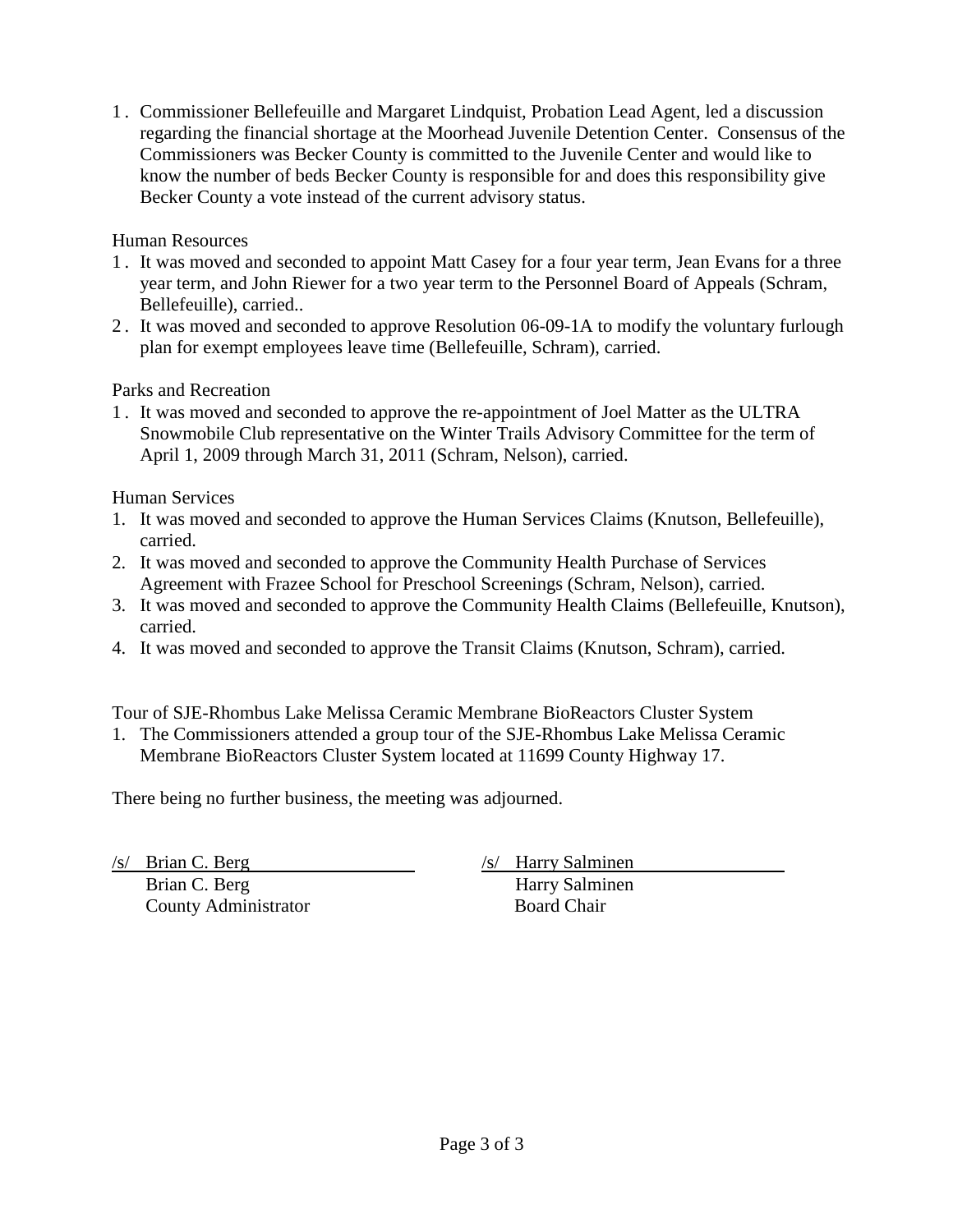1. Commissioner Bellefeuille and Margaret Lindquist, Probation Lead Agent, led a discussion regarding the financial shortage at the Moorhead Juvenile Detention Center. Consensus of the Commissioners was Becker County is committed to the Juvenile Center and would like to know the number of beds Becker County is responsible for and does this responsibility give Becker County a vote instead of the current advisory status.

Human Resources

1. It was moved and seconded to appoint Matt Casey for a four year term, Jean Evans for a three year term, and John Riewer for a two year term to the Personnel Board of Appeals (Schram, Bellefeuille), carried..
2. It was moved and seconded to approve Resolution 06-09-1A to modify the voluntary furlough plan for exempt employees leave time (Bellefeuille, Schram), carried.

Parks and Recreation

1. It was moved and seconded to approve the re-appointment of Joel Matter as the ULTRA Snowmobile Club representative on the Winter Trails Advisory Committee for the term of April 1, 2009 through March 31, 2011 (Schram, Nelson), carried.

Human Services

1. It was moved and seconded to approve the Human Services Claims (Knutson, Bellefeuille), carried.
2. It was moved and seconded to approve the Community Health Purchase of Services Agreement with Frazee School for Preschool Screenings (Schram, Nelson), carried.
3. It was moved and seconded to approve the Community Health Claims (Bellefeuille, Knutson), carried.
4. It was moved and seconded to approve the Transit Claims (Knutson, Schram), carried.

Tour of SJE-Rhombus Lake Melissa Ceramic Membrane BioReactors Cluster System

1. The Commissioners attended a group tour of the SJE-Rhombus Lake Melissa Ceramic Membrane BioReactors Cluster System located at 11699 County Highway 17.

There being no further business, the meeting was adjourned.

/s/ Brian C. Berg
Brian C. Berg
County Administrator

/s/ Harry Salminen
Harry Salminen
Board Chair